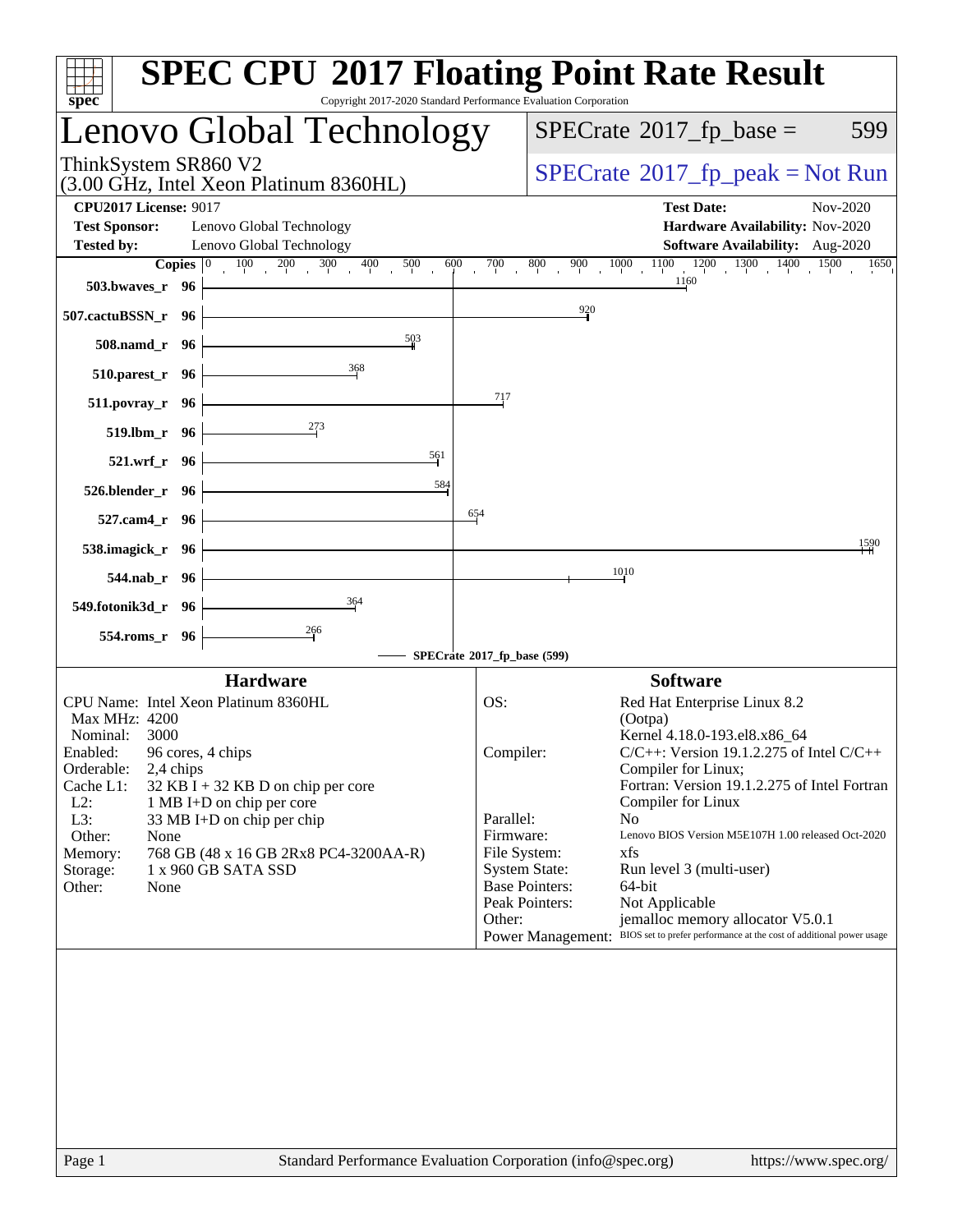# SPEC CPU 2017 Floating Point Rate Result

Copyright 2017-2020 Standard Performance Evaluation Corporation

## Lenovo Global Technology

ThinkSystem SR860 V2
(3.00 GHz, Intel Xeon Platinum 8360HL)

SPECrate 2017_fp_base = 599

SPECrate 2017_fp_peak = Not Run

| | | | |
|---|---|---|---|
| **CPU2017 License:** 9017 | | **Test Date:** | Nov-2020 |
| **Test Sponsor:** | Lenovo Global Technology | **Hardware Availability:** | Nov-2020 |
| **Tested by:** | Lenovo Global Technology | **Software Availability:** | Aug-2020 |

| Benchmark | Copies | SPECrate 2017_fp_base |
|---|---|---|
| 503.bwaves_r | 96 | 1160 |
| 507.cactuBSSN_r | 96 | 920 |
| 508.namd_r | 96 | 503 |
| 510.parest_r | 96 | 368 |
| 511.povray_r | 96 | 717 |
| 519.lbm_r | 96 | 273 |
| 521.wrf_r | 96 | 561 |
| 526.blender_r | 96 | 584 |
| 527.cam4_r | 96 | 654 |
| 538.imagick_r | 96 | 1590 |
| 544.nab_r | 96 | 1010 |
| 549.fotonik3d_r | 96 | 364 |
| 554.roms_r | 96 | 266 |

SPECrate 2017_fp_base (599)

### Hardware

- CPU Name: Intel Xeon Platinum 8360HL
- Max MHz: 4200
- Nominal: 3000
- Enabled: 96 cores, 4 chips
- Orderable: 2,4 chips
- Cache L1: 32 KB I + 32 KB D on chip per core
- L2: 1 MB I+D on chip per core
- L3: 33 MB I+D on chip per chip
- Other: None
- Memory: 768 GB (48 x 16 GB 2Rx8 PC4-3200AA-R)
- Storage: 1 x 960 GB SATA SSD
- Other: None

### Software

- OS: Red Hat Enterprise Linux 8.2 (Ootpa) Kernel 4.18.0-193.el8.x86_64
- Compiler: C/C++: Version 19.1.2.275 of Intel C/C++ Compiler for Linux; Fortran: Version 19.1.2.275 of Intel Fortran Compiler for Linux
- Parallel: No
- Firmware: Lenovo BIOS Version M5E107H 1.00 released Oct-2020
- File System: xfs
- System State: Run level 3 (multi-user)
- Base Pointers: 64-bit
- Peak Pointers: Not Applicable
- Other: jemalloc memory allocator V5.0.1
- Power Management: BIOS set to prefer performance at the cost of additional power usage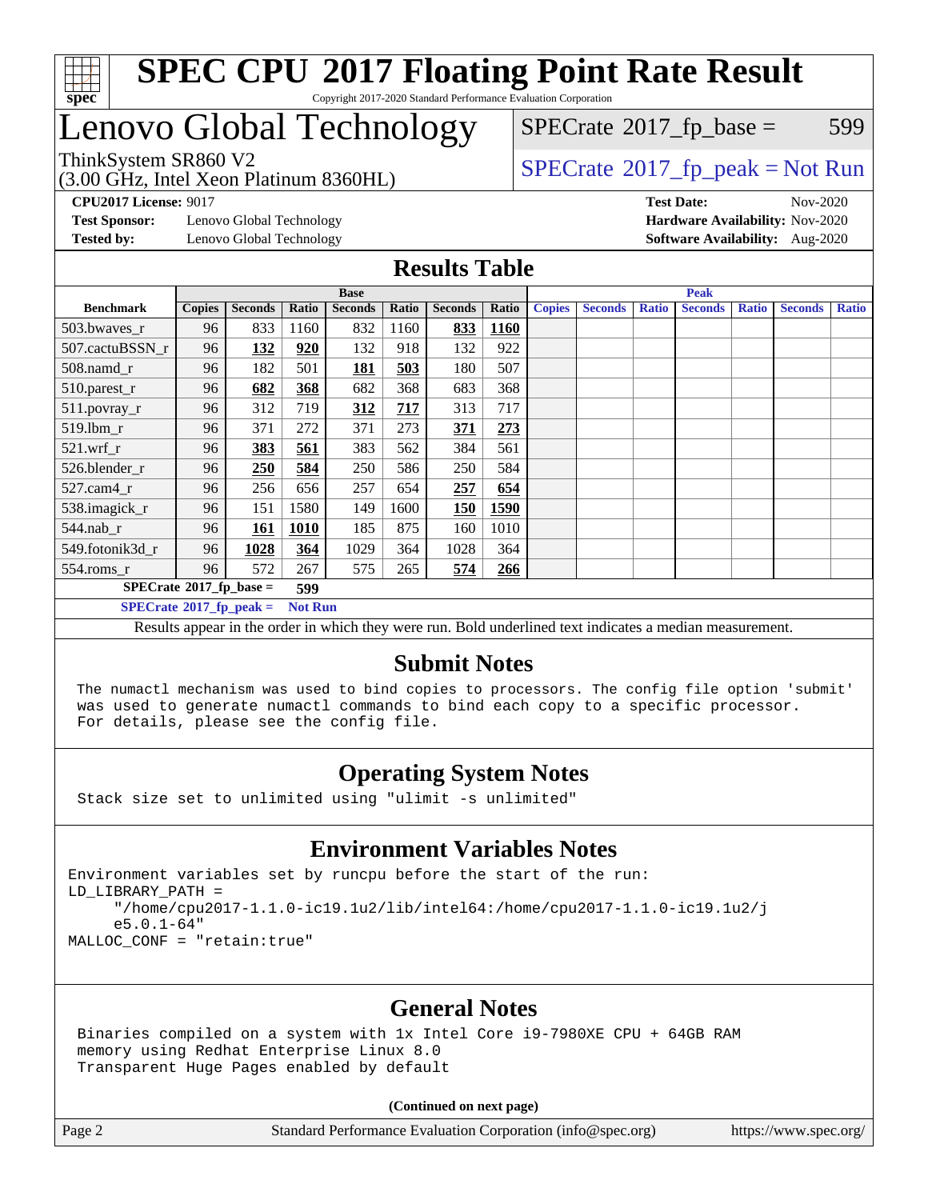# SPEC CPU 2017 Floating Point Rate Result

Copyright 2017-2020 Standard Performance Evaluation Corporation

# Lenovo Global Technology

ThinkSystem SR860 V2
(3.00 GHz, Intel Xeon Platinum 8360HL)

SPECrate 2017_fp_base = 599

SPECrate 2017_fp_peak = Not Run

**CPU2017 License:** 9017
**Test Sponsor:** Lenovo Global Technology
**Tested by:** Lenovo Global Technology

**Test Date:** Nov-2020
**Hardware Availability:** Nov-2020
**Software Availability:** Aug-2020

## Results Table

| Benchmark | Base | | | | | | | Peak | | | | | | |
|---|---|---|---|---|---|---|---|---|---|---|---|---|---|---|
| | Copies | Seconds | Ratio | Seconds | Ratio | Seconds | Ratio | Copies | Seconds | Ratio | Seconds | Ratio | Seconds | Ratio |
| 503.bwaves_r | 96 | 833 | 1160 | 832 | 1160 | **833** | **1160** | | | | | | | |
| 507.cactuBSSN_r | 96 | **132** | **920** | 132 | 918 | 132 | 922 | | | | | | | |
| 508.namd_r | 96 | 182 | 501 | **181** | **503** | 180 | 507 | | | | | | | |
| 510.parest_r | 96 | **682** | **368** | 682 | 368 | 683 | 368 | | | | | | | |
| 511.povray_r | 96 | 312 | 719 | **312** | **717** | 313 | 717 | | | | | | | |
| 519.lbm_r | 96 | 371 | 272 | 371 | 273 | **371** | **273** | | | | | | | |
| 521.wrf_r | 96 | **383** | **561** | 383 | 562 | 384 | 561 | | | | | | | |
| 526.blender_r | 96 | **250** | **584** | 250 | 586 | 250 | 584 | | | | | | | |
| 527.cam4_r | 96 | 256 | 656 | 257 | 654 | **257** | **654** | | | | | | | |
| 538.imagick_r | 96 | 151 | 1580 | 149 | 1600 | **150** | **1590** | | | | | | | |
| 544.nab_r | 96 | **161** | **1010** | 185 | 875 | 160 | 1010 | | | | | | | |
| 549.fotonik3d_r | 96 | **1028** | **364** | 1029 | 364 | 1028 | 364 | | | | | | | |
| 554.roms_r | 96 | 572 | 267 | 575 | 265 | **574** | **266** | | | | | | | |

**SPECrate 2017_fp_base = 599**

**SPECrate 2017_fp_peak = Not Run**

Results appear in the order in which they were run. Bold underlined text indicates a median measurement.

## Submit Notes

The numactl mechanism was used to bind copies to processors. The config file option 'submit' was used to generate numactl commands to bind each copy to a specific processor. For details, please see the config file.

## Operating System Notes

Stack size set to unlimited using "ulimit -s unlimited"

## Environment Variables Notes

```
Environment variables set by runcpu before the start of the run:
LD_LIBRARY_PATH =
     "/home/cpu2017-1.1.0-ic19.1u2/lib/intel64:/home/cpu2017-1.1.0-ic19.1u2/j
     e5.0.1-64"
MALLOC_CONF = "retain:true"
```

## General Notes

Binaries compiled on a system with 1x Intel Core i9-7980XE CPU + 64GB RAM memory using Redhat Enterprise Linux 8.0
Transparent Huge Pages enabled by default

**(Continued on next page)**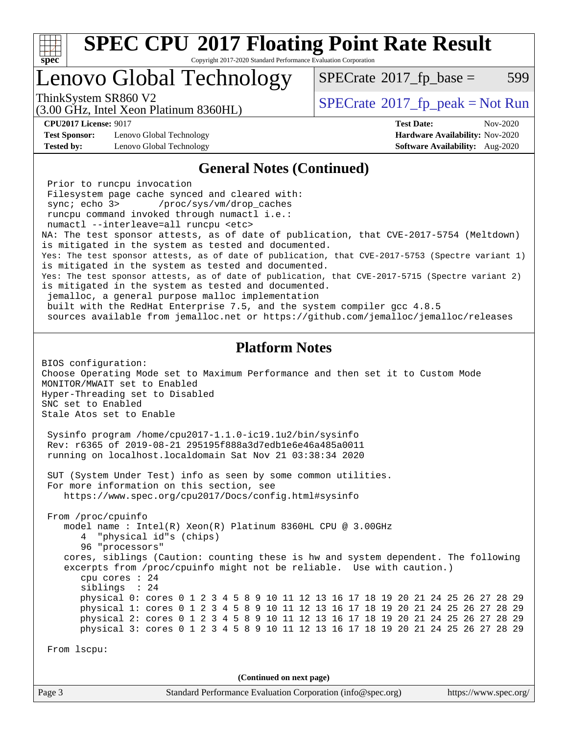# SPEC CPU 2017 Floating Point Rate Result

Copyright 2017-2020 Standard Performance Evaluation Corporation

## Lenovo Global Technology

ThinkSystem SR860 V2
(3.00 GHz, Intel Xeon Platinum 8360HL)

SPECrate 2017_fp_base = 599

SPECrate 2017_fp_peak = Not Run

**CPU2017 License:** 9017
**Test Sponsor:** Lenovo Global Technology
**Tested by:** Lenovo Global Technology

**Test Date:** Nov-2020
**Hardware Availability:** Nov-2020
**Software Availability:** Aug-2020

### General Notes (Continued)

```
 Prior to runcpu invocation
 Filesystem page cache synced and cleared with:
 sync; echo 3>       /proc/sys/vm/drop_caches
 runcpu command invoked through numactl i.e.:
 numactl --interleave=all runcpu <etc>
NA: The test sponsor attests, as of date of publication, that CVE-2017-5754 (Meltdown)
is mitigated in the system as tested and documented.
Yes: The test sponsor attests, as of date of publication, that CVE-2017-5753 (Spectre variant 1)
is mitigated in the system as tested and documented.
Yes: The test sponsor attests, as of date of publication, that CVE-2017-5715 (Spectre variant 2)
is mitigated in the system as tested and documented.
 jemalloc, a general purpose malloc implementation
 built with the RedHat Enterprise 7.5, and the system compiler gcc 4.8.5
 sources available from jemalloc.net or https://github.com/jemalloc/jemalloc/releases
```

### Platform Notes

```
BIOS configuration:
Choose Operating Mode set to Maximum Performance and then set it to Custom Mode
MONITOR/MWAIT set to Enabled
Hyper-Threading set to Disabled
SNC set to Enabled
Stale Atos set to Enable

 Sysinfo program /home/cpu2017-1.1.0-ic19.1u2/bin/sysinfo
 Rev: r6365 of 2019-08-21 295195f888a3d7edb1e6e46a485a0011
 running on localhost.localdomain Sat Nov 21 03:38:34 2020

 SUT (System Under Test) info as seen by some common utilities.
 For more information on this section, see
    https://www.spec.org/cpu2017/Docs/config.html#sysinfo

 From /proc/cpuinfo
    model name : Intel(R) Xeon(R) Platinum 8360HL CPU @ 3.00GHz
       4  "physical id"s (chips)
       96 "processors"
    cores, siblings (Caution: counting these is hw and system dependent. The following
    excerpts from /proc/cpuinfo might not be reliable.  Use with caution.)
       cpu cores : 24
       siblings  : 24
       physical 0: cores 0 1 2 3 4 5 8 9 10 11 12 13 16 17 18 19 20 21 24 25 26 27 28 29
       physical 1: cores 0 1 2 3 4 5 8 9 10 11 12 13 16 17 18 19 20 21 24 25 26 27 28 29
       physical 2: cores 0 1 2 3 4 5 8 9 10 11 12 13 16 17 18 19 20 21 24 25 26 27 28 29
       physical 3: cores 0 1 2 3 4 5 8 9 10 11 12 13 16 17 18 19 20 21 24 25 26 27 28 29

 From lscpu:
```

(Continued on next page)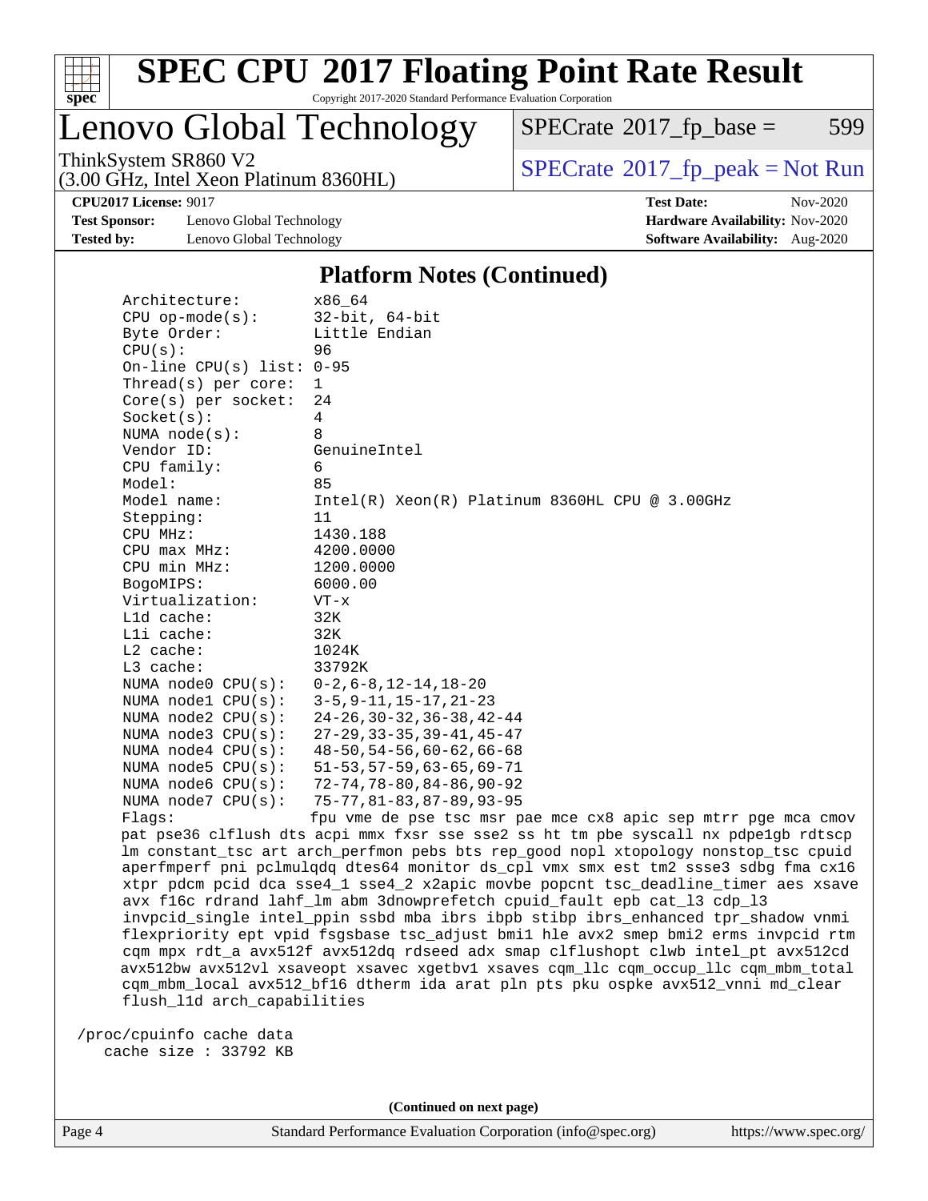# SPEC CPU 2017 Floating Point Rate Result

Copyright 2017-2020 Standard Performance Evaluation Corporation

## Lenovo Global Technology

ThinkSystem SR860 V2
(3.00 GHz, Intel Xeon Platinum 8360HL)

SPECrate 2017_fp_base = 599

SPECrate 2017_fp_peak = Not Run

**CPU2017 License:** 9017
**Test Sponsor:** Lenovo Global Technology
**Tested by:** Lenovo Global Technology

**Test Date:** Nov-2020
**Hardware Availability:** Nov-2020
**Software Availability:** Aug-2020

### Platform Notes (Continued)

```
     Architecture:        x86_64
     CPU op-mode(s):      32-bit, 64-bit
     Byte Order:          Little Endian
     CPU(s):              96
     On-line CPU(s) list: 0-95
     Thread(s) per core:  1
     Core(s) per socket:  24
     Socket(s):           4
     NUMA node(s):        8
     Vendor ID:           GenuineIntel
     CPU family:          6
     Model:               85
     Model name:          Intel(R) Xeon(R) Platinum 8360HL CPU @ 3.00GHz
     Stepping:            11
     CPU MHz:             1430.188
     CPU max MHz:         4200.0000
     CPU min MHz:         1200.0000
     BogoMIPS:            6000.00
     Virtualization:      VT-x
     L1d cache:           32K
     L1i cache:           32K
     L2 cache:            1024K
     L3 cache:            33792K
     NUMA node0 CPU(s):   0-2,6-8,12-14,18-20
     NUMA node1 CPU(s):   3-5,9-11,15-17,21-23
     NUMA node2 CPU(s):   24-26,30-32,36-38,42-44
     NUMA node3 CPU(s):   27-29,33-35,39-41,45-47
     NUMA node4 CPU(s):   48-50,54-56,60-62,66-68
     NUMA node5 CPU(s):   51-53,57-59,63-65,69-71
     NUMA node6 CPU(s):   72-74,78-80,84-86,90-92
     NUMA node7 CPU(s):   75-77,81-83,87-89,93-95
     Flags:               fpu vme de pse tsc msr pae mce cx8 apic sep mtrr pge mca cmov
     pat pse36 clflush dts acpi mmx fxsr sse sse2 ss ht tm pbe syscall nx pdpe1gb rdtscp
     lm constant_tsc art arch_perfmon pebs bts rep_good nopl xtopology nonstop_tsc cpuid
     aperfmperf pni pclmulqdq dtes64 monitor ds_cpl vmx smx est tm2 ssse3 sdbg fma cx16
     xtpr pdcm pcid dca sse4_1 sse4_2 x2apic movbe popcnt tsc_deadline_timer aes xsave
     avx f16c rdrand lahf_lm abm 3dnowprefetch cpuid_fault epb cat_l3 cdp_l3
     invpcid_single intel_ppin ssbd mba ibrs ibpb stibp ibrs_enhanced tpr_shadow vnmi
     flexpriority ept vpid fsgsbase tsc_adjust bmi1 hle avx2 smep bmi2 erms invpcid rtm
     cqm mpx rdt_a avx512f avx512dq rdseed adx smap clflushopt clwb intel_pt avx512cd
     avx512bw avx512vl xsaveopt xsavec xgetbv1 xsaves cqm_llc cqm_occup_llc cqm_mbm_total
     cqm_mbm_local avx512_bf16 dtherm ida arat pln pts pku ospke avx512_vnni md_clear
     flush_l1d arch_capabilities

 /proc/cpuinfo cache data
    cache size : 33792 KB
```

(Continued on next page)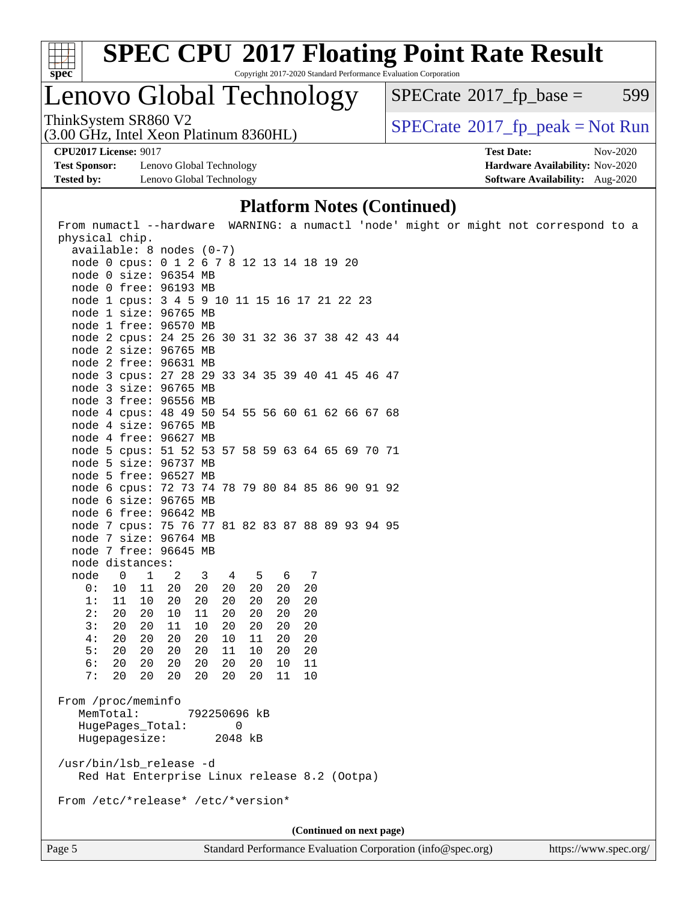## Platform Notes (Continued)

```
From numactl --hardware  WARNING: a numactl 'node' might or might not correspond to a
physical chip.
  available: 8 nodes (0-7)
  node 0 cpus: 0 1 2 6 7 8 12 13 14 18 19 20
  node 0 size: 96354 MB
  node 0 free: 96193 MB
  node 1 cpus: 3 4 5 9 10 11 15 16 17 21 22 23
  node 1 size: 96765 MB
  node 1 free: 96570 MB
  node 2 cpus: 24 25 26 30 31 32 36 37 38 42 43 44
  node 2 size: 96765 MB
  node 2 free: 96631 MB
  node 3 cpus: 27 28 29 33 34 35 39 40 41 45 46 47
  node 3 size: 96765 MB
  node 3 free: 96556 MB
  node 4 cpus: 48 49 50 54 55 56 60 61 62 66 67 68
  node 4 size: 96765 MB
  node 4 free: 96627 MB
  node 5 cpus: 51 52 53 57 58 59 63 64 65 69 70 71
  node 5 size: 96737 MB
  node 5 free: 96527 MB
  node 6 cpus: 72 73 74 78 79 80 84 85 86 90 91 92
  node 6 size: 96765 MB
  node 6 free: 96642 MB
  node 7 cpus: 75 76 77 81 82 83 87 88 89 93 94 95
  node 7 size: 96764 MB
  node 7 free: 96645 MB
  node distances:
  node   0   1   2   3   4   5   6   7
    0:  10  11  20  20  20  20  20  20
    1:  11  10  20  20  20  20  20  20
    2:  20  20  10  11  20  20  20  20
    3:  20  20  11  10  20  20  20  20
    4:  20  20  20  20  10  11  20  20
    5:  20  20  20  20  11  10  20  20
    6:  20  20  20  20  20  20  10  11
    7:  20  20  20  20  20  20  11  10

From /proc/meminfo
   MemTotal:       792250696 kB
   HugePages_Total:       0
   Hugepagesize:       2048 kB

/usr/bin/lsb_release -d
   Red Hat Enterprise Linux release 8.2 (Ootpa)

From /etc/*release* /etc/*version*
```

(Continued on next page)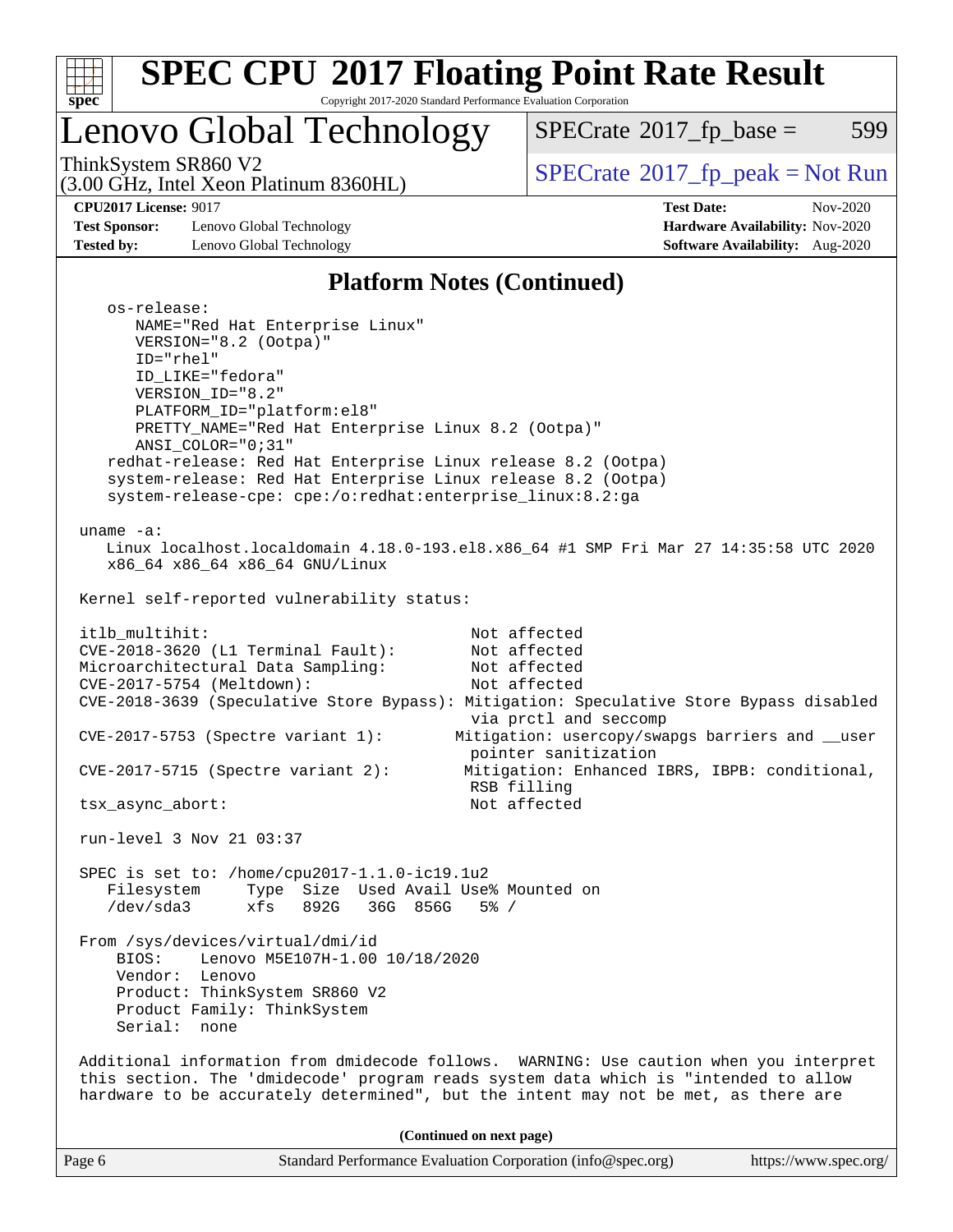## Platform Notes (Continued)

```
    os-release:
       NAME="Red Hat Enterprise Linux"
       VERSION="8.2 (Ootpa)"
       ID="rhel"
       ID_LIKE="fedora"
       VERSION_ID="8.2"
       PLATFORM_ID="platform:el8"
       PRETTY_NAME="Red Hat Enterprise Linux 8.2 (Ootpa)"
       ANSI_COLOR="0;31"
    redhat-release: Red Hat Enterprise Linux release 8.2 (Ootpa)
    system-release: Red Hat Enterprise Linux release 8.2 (Ootpa)
    system-release-cpe: cpe:/o:redhat:enterprise_linux:8.2:ga

 uname -a:
    Linux localhost.localdomain 4.18.0-193.el8.x86_64 #1 SMP Fri Mar 27 14:35:58 UTC 2020
    x86_64 x86_64 x86_64 GNU/Linux

 Kernel self-reported vulnerability status:

 itlb_multihit:                                    Not affected
 CVE-2018-3620 (L1 Terminal Fault):                Not affected
 Microarchitectural Data Sampling:                 Not affected
 CVE-2017-5754 (Meltdown):                         Not affected
 CVE-2018-3639 (Speculative Store Bypass): Mitigation: Speculative Store Bypass disabled
                                                   via prctl and seccomp
 CVE-2017-5753 (Spectre variant 1):              Mitigation: usercopy/swapgs barriers and __user
                                                   pointer sanitization
 CVE-2017-5715 (Spectre variant 2):               Mitigation: Enhanced IBRS, IBPB: conditional,
                                                   RSB filling
 tsx_async_abort:                                  Not affected

 run-level 3 Nov 21 03:37

 SPEC is set to: /home/cpu2017-1.1.0-ic19.1u2
    Filesystem     Type  Size  Used Avail Use% Mounted on
    /dev/sda3      xfs   892G   36G  856G   5% /

 From /sys/devices/virtual/dmi/id
     BIOS:    Lenovo M5E107H-1.00 10/18/2020
     Vendor:  Lenovo
     Product: ThinkSystem SR860 V2
     Product Family: ThinkSystem
     Serial:  none

 Additional information from dmidecode follows.  WARNING: Use caution when you interpret
 this section. The 'dmidecode' program reads system data which is "intended to allow
 hardware to be accurately determined", but the intent may not be met, as there are
```

**(Continued on next page)**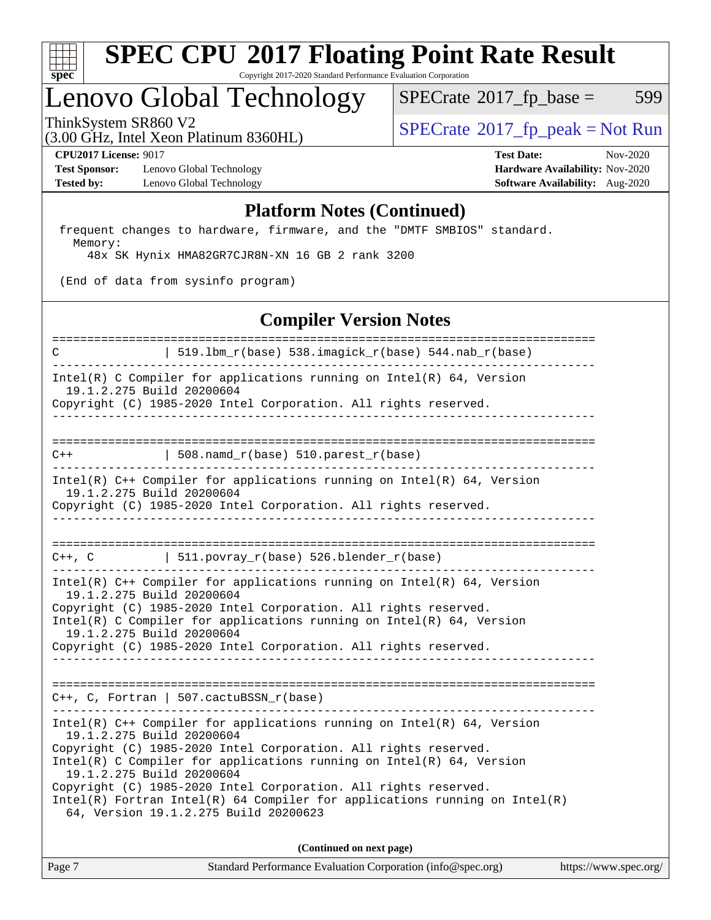# SPEC CPU 2017 Floating Point Rate Result

Copyright 2017-2020 Standard Performance Evaluation Corporation

## Lenovo Global Technology

ThinkSystem SR860 V2
(3.00 GHz, Intel Xeon Platinum 8360HL)

SPECrate 2017_fp_base = 599

SPECrate 2017_fp_peak = Not Run

**CPU2017 License:** 9017
**Test Sponsor:** Lenovo Global Technology
**Tested by:** Lenovo Global Technology

**Test Date:** Nov-2020
**Hardware Availability:** Nov-2020
**Software Availability:** Aug-2020

### Platform Notes (Continued)

```
 frequent changes to hardware, firmware, and the "DMTF SMBIOS" standard.
   Memory:
     48x SK Hynix HMA82GR7CJR8N-XN 16 GB 2 rank 3200

 (End of data from sysinfo program)
```

### Compiler Version Notes

```
==============================================================================
C               | 519.lbm_r(base) 538.imagick_r(base) 544.nab_r(base)
------------------------------------------------------------------------------
Intel(R) C Compiler for applications running on Intel(R) 64, Version
  19.1.2.275 Build 20200604
Copyright (C) 1985-2020 Intel Corporation. All rights reserved.
------------------------------------------------------------------------------

==============================================================================
C++             | 508.namd_r(base) 510.parest_r(base)
------------------------------------------------------------------------------
Intel(R) C++ Compiler for applications running on Intel(R) 64, Version
  19.1.2.275 Build 20200604
Copyright (C) 1985-2020 Intel Corporation. All rights reserved.
------------------------------------------------------------------------------

==============================================================================
C++, C          | 511.povray_r(base) 526.blender_r(base)
------------------------------------------------------------------------------
Intel(R) C++ Compiler for applications running on Intel(R) 64, Version
  19.1.2.275 Build 20200604
Copyright (C) 1985-2020 Intel Corporation. All rights reserved.
Intel(R) C Compiler for applications running on Intel(R) 64, Version
  19.1.2.275 Build 20200604
Copyright (C) 1985-2020 Intel Corporation. All rights reserved.
------------------------------------------------------------------------------

==============================================================================
C++, C, Fortran | 507.cactuBSSN_r(base)
------------------------------------------------------------------------------
Intel(R) C++ Compiler for applications running on Intel(R) 64, Version
  19.1.2.275 Build 20200604
Copyright (C) 1985-2020 Intel Corporation. All rights reserved.
Intel(R) C Compiler for applications running on Intel(R) 64, Version
  19.1.2.275 Build 20200604
Copyright (C) 1985-2020 Intel Corporation. All rights reserved.
Intel(R) Fortran Intel(R) 64 Compiler for applications running on Intel(R)
  64, Version 19.1.2.275 Build 20200623
```

**(Continued on next page)**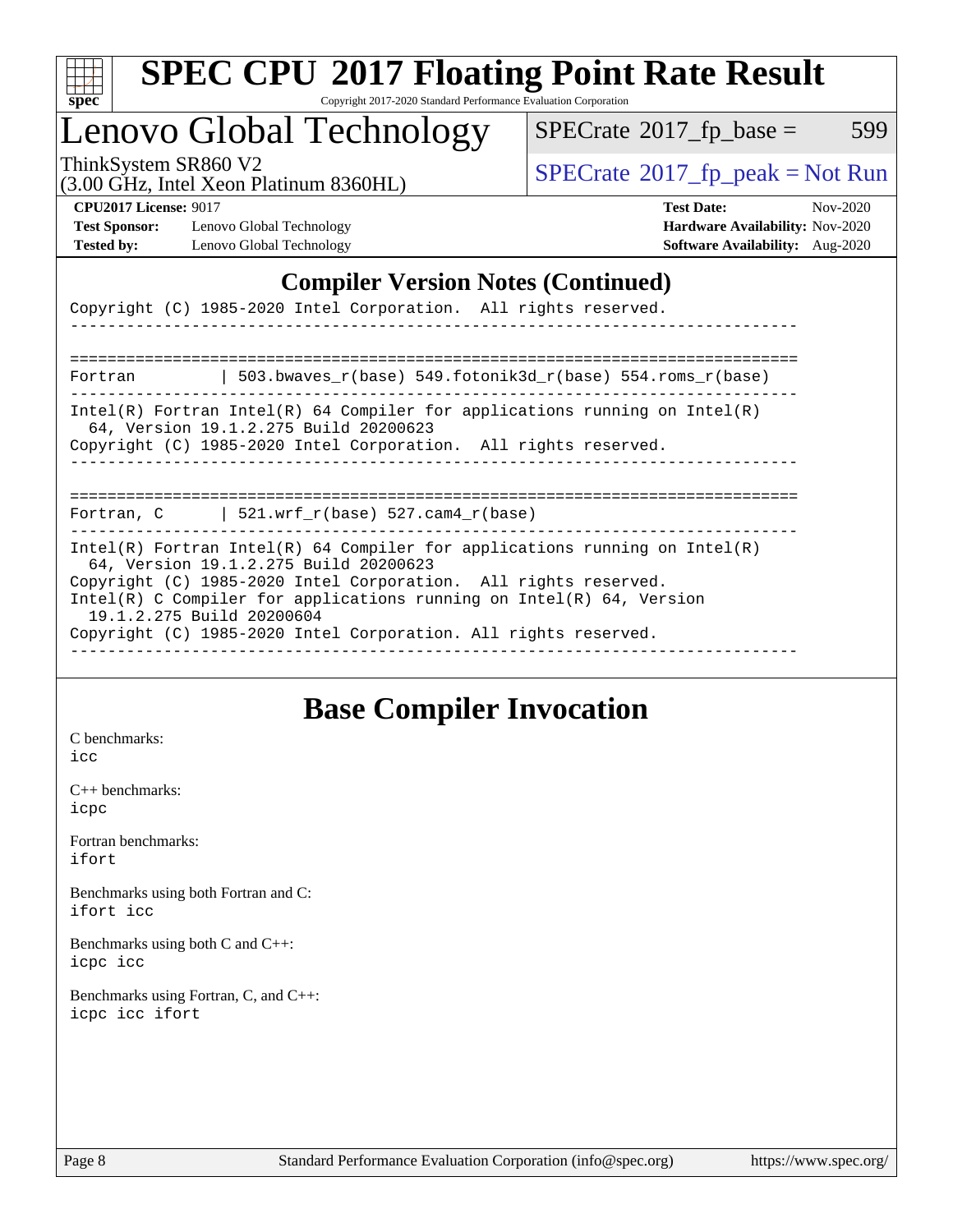# SPEC CPU 2017 Floating Point Rate Result

Copyright 2017-2020 Standard Performance Evaluation Corporation

## Lenovo Global Technology

ThinkSystem SR860 V2
(3.00 GHz, Intel Xeon Platinum 8360HL)

SPECrate 2017_fp_base = 599

SPECrate 2017_fp_peak = Not Run

**CPU2017 License:** 9017
**Test Sponsor:** Lenovo Global Technology
**Tested by:** Lenovo Global Technology

**Test Date:** Nov-2020
**Hardware Availability:** Nov-2020
**Software Availability:** Aug-2020

## Compiler Version Notes (Continued)

```
Copyright (C) 1985-2020 Intel Corporation.  All rights reserved.
------------------------------------------------------------------------------

==============================================================================
Fortran          | 503.bwaves_r(base) 549.fotonik3d_r(base) 554.roms_r(base)
------------------------------------------------------------------------------
Intel(R) Fortran Intel(R) 64 Compiler for applications running on Intel(R)
  64, Version 19.1.2.275 Build 20200623
Copyright (C) 1985-2020 Intel Corporation.  All rights reserved.
------------------------------------------------------------------------------

==============================================================================
Fortran, C       | 521.wrf_r(base) 527.cam4_r(base)
------------------------------------------------------------------------------
Intel(R) Fortran Intel(R) 64 Compiler for applications running on Intel(R)
  64, Version 19.1.2.275 Build 20200623
Copyright (C) 1985-2020 Intel Corporation.  All rights reserved.
Intel(R) C Compiler for applications running on Intel(R) 64, Version
  19.1.2.275 Build 20200604
Copyright (C) 1985-2020 Intel Corporation. All rights reserved.
------------------------------------------------------------------------------
```

## Base Compiler Invocation

C benchmarks:
icc

C++ benchmarks:
icpc

Fortran benchmarks:
ifort

Benchmarks using both Fortran and C:
ifort icc

Benchmarks using both C and C++:
icpc icc

Benchmarks using Fortran, C, and C++:
icpc icc ifort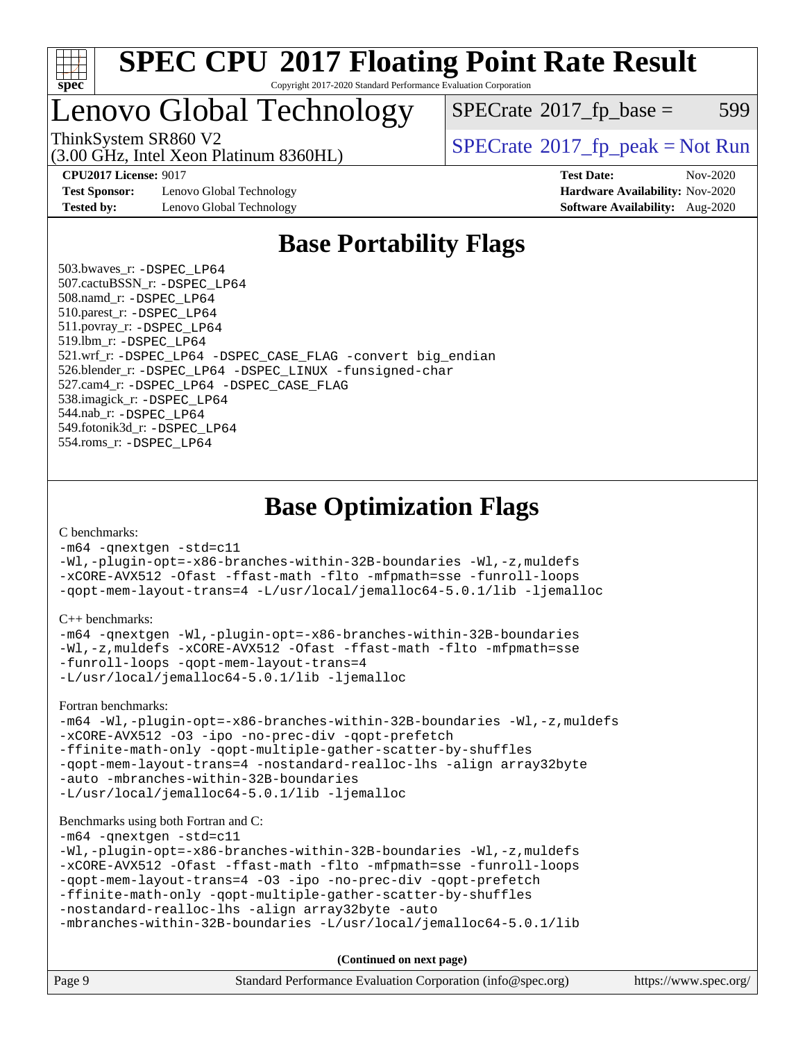# SPEC CPU 2017 Floating Point Rate Result

Copyright 2017-2020 Standard Performance Evaluation Corporation

# Lenovo Global Technology

SPECrate 2017_fp_base = 599

ThinkSystem SR860 V2
(3.00 GHz, Intel Xeon Platinum 8360HL)

SPECrate 2017_fp_peak = Not Run

**CPU2017 License:** 9017
**Test Sponsor:** Lenovo Global Technology
**Tested by:** Lenovo Global Technology

**Test Date:** Nov-2020
**Hardware Availability:** Nov-2020
**Software Availability:** Aug-2020

## Base Portability Flags

503.bwaves_r: -DSPEC_LP64
507.cactuBSSN_r: -DSPEC_LP64
508.namd_r: -DSPEC_LP64
510.parest_r: -DSPEC_LP64
511.povray_r: -DSPEC_LP64
519.lbm_r: -DSPEC_LP64
521.wrf_r: -DSPEC_LP64 -DSPEC_CASE_FLAG -convert big_endian
526.blender_r: -DSPEC_LP64 -DSPEC_LINUX -funsigned-char
527.cam4_r: -DSPEC_LP64 -DSPEC_CASE_FLAG
538.imagick_r: -DSPEC_LP64
544.nab_r: -DSPEC_LP64
549.fotonik3d_r: -DSPEC_LP64
554.roms_r: -DSPEC_LP64

## Base Optimization Flags

C benchmarks:

```
-m64 -qnextgen -std=c11
-Wl,-plugin-opt=-x86-branches-within-32B-boundaries -Wl,-z,muldefs
-xCORE-AVX512 -Ofast -ffast-math -flto -mfpmath=sse -funroll-loops
-qopt-mem-layout-trans=4 -L/usr/local/jemalloc64-5.0.1/lib -ljemalloc
```

C++ benchmarks:

```
-m64 -qnextgen -Wl,-plugin-opt=-x86-branches-within-32B-boundaries
-Wl,-z,muldefs -xCORE-AVX512 -Ofast -ffast-math -flto -mfpmath=sse
-funroll-loops -qopt-mem-layout-trans=4
-L/usr/local/jemalloc64-5.0.1/lib -ljemalloc
```

Fortran benchmarks:

```
-m64 -Wl,-plugin-opt=-x86-branches-within-32B-boundaries -Wl,-z,muldefs
-xCORE-AVX512 -O3 -ipo -no-prec-div -qopt-prefetch
-ffinite-math-only -qopt-multiple-gather-scatter-by-shuffles
-qopt-mem-layout-trans=4 -nostandard-realloc-lhs -align array32byte
-auto -mbranches-within-32B-boundaries
-L/usr/local/jemalloc64-5.0.1/lib -ljemalloc
```

Benchmarks using both Fortran and C:

```
-m64 -qnextgen -std=c11
-Wl,-plugin-opt=-x86-branches-within-32B-boundaries -Wl,-z,muldefs
-xCORE-AVX512 -Ofast -ffast-math -flto -mfpmath=sse -funroll-loops
-qopt-mem-layout-trans=4 -O3 -ipo -no-prec-div -qopt-prefetch
-ffinite-math-only -qopt-multiple-gather-scatter-by-shuffles
-nostandard-realloc-lhs -align array32byte -auto
-mbranches-within-32B-boundaries -L/usr/local/jemalloc64-5.0.1/lib
```

**(Continued on next page)**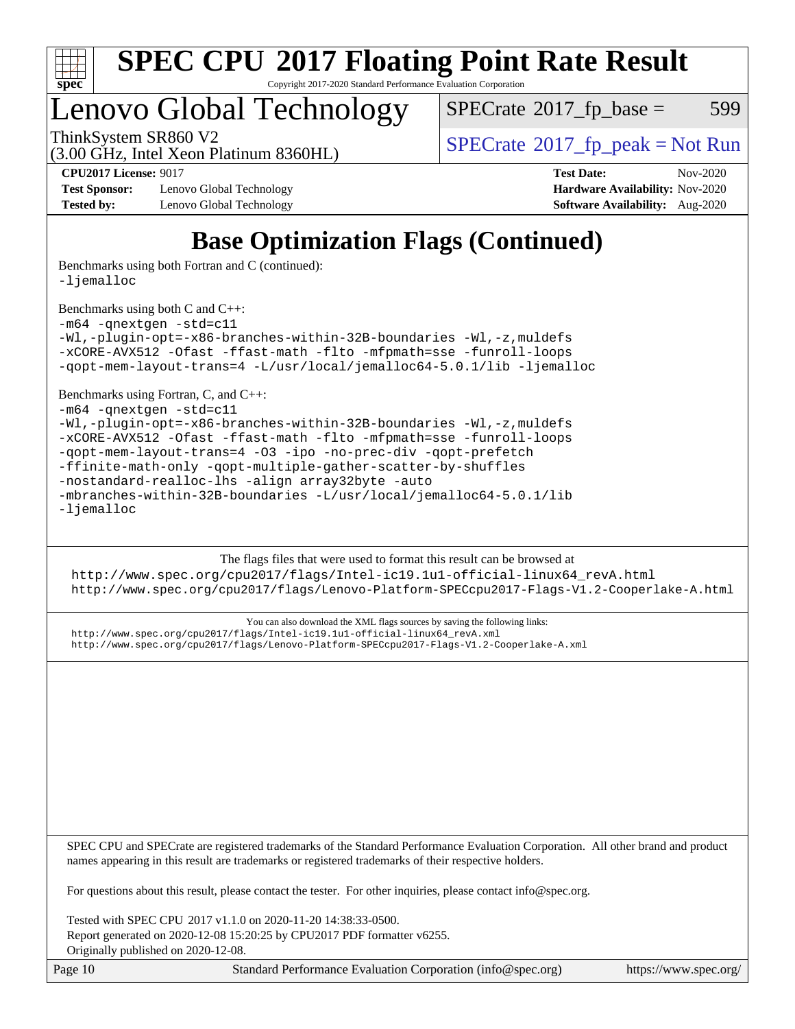# Base Optimization Flags (Continued)

Benchmarks using both Fortran and C (continued):

```
-ljemalloc
```

Benchmarks using both C and C++:

```
-m64 -qnextgen -std=c11
-Wl,-plugin-opt=-x86-branches-within-32B-boundaries -Wl,-z,muldefs
-xCORE-AVX512 -Ofast -ffast-math -flto -mfpmath=sse -funroll-loops
-qopt-mem-layout-trans=4 -L/usr/local/jemalloc64-5.0.1/lib -ljemalloc
```

Benchmarks using Fortran, C, and C++:

```
-m64 -qnextgen -std=c11
-Wl,-plugin-opt=-x86-branches-within-32B-boundaries -Wl,-z,muldefs
-xCORE-AVX512 -Ofast -ffast-math -flto -mfpmath=sse -funroll-loops
-qopt-mem-layout-trans=4 -O3 -ipo -no-prec-div -qopt-prefetch
-ffinite-math-only -qopt-multiple-gather-scatter-by-shuffles
-nostandard-realloc-lhs -align array32byte -auto
-mbranches-within-32B-boundaries -L/usr/local/jemalloc64-5.0.1/lib
-ljemalloc
```

The flags files that were used to format this result can be browsed at
http://www.spec.org/cpu2017/flags/Intel-ic19.1u1-official-linux64_revA.html
http://www.spec.org/cpu2017/flags/Lenovo-Platform-SPECcpu2017-Flags-V1.2-Cooperlake-A.html

You can also download the XML flags sources by saving the following links:
http://www.spec.org/cpu2017/flags/Intel-ic19.1u1-official-linux64_revA.xml
http://www.spec.org/cpu2017/flags/Lenovo-Platform-SPECcpu2017-Flags-V1.2-Cooperlake-A.xml

SPEC CPU and SPECrate are registered trademarks of the Standard Performance Evaluation Corporation. All other brand and product names appearing in this result are trademarks or registered trademarks of their respective holders.

For questions about this result, please contact the tester. For other inquiries, please contact info@spec.org.

Tested with SPEC CPU 2017 v1.1.0 on 2020-11-20 14:38:33-0500.
Report generated on 2020-12-08 15:20:25 by CPU2017 PDF formatter v6255.
Originally published on 2020-12-08.